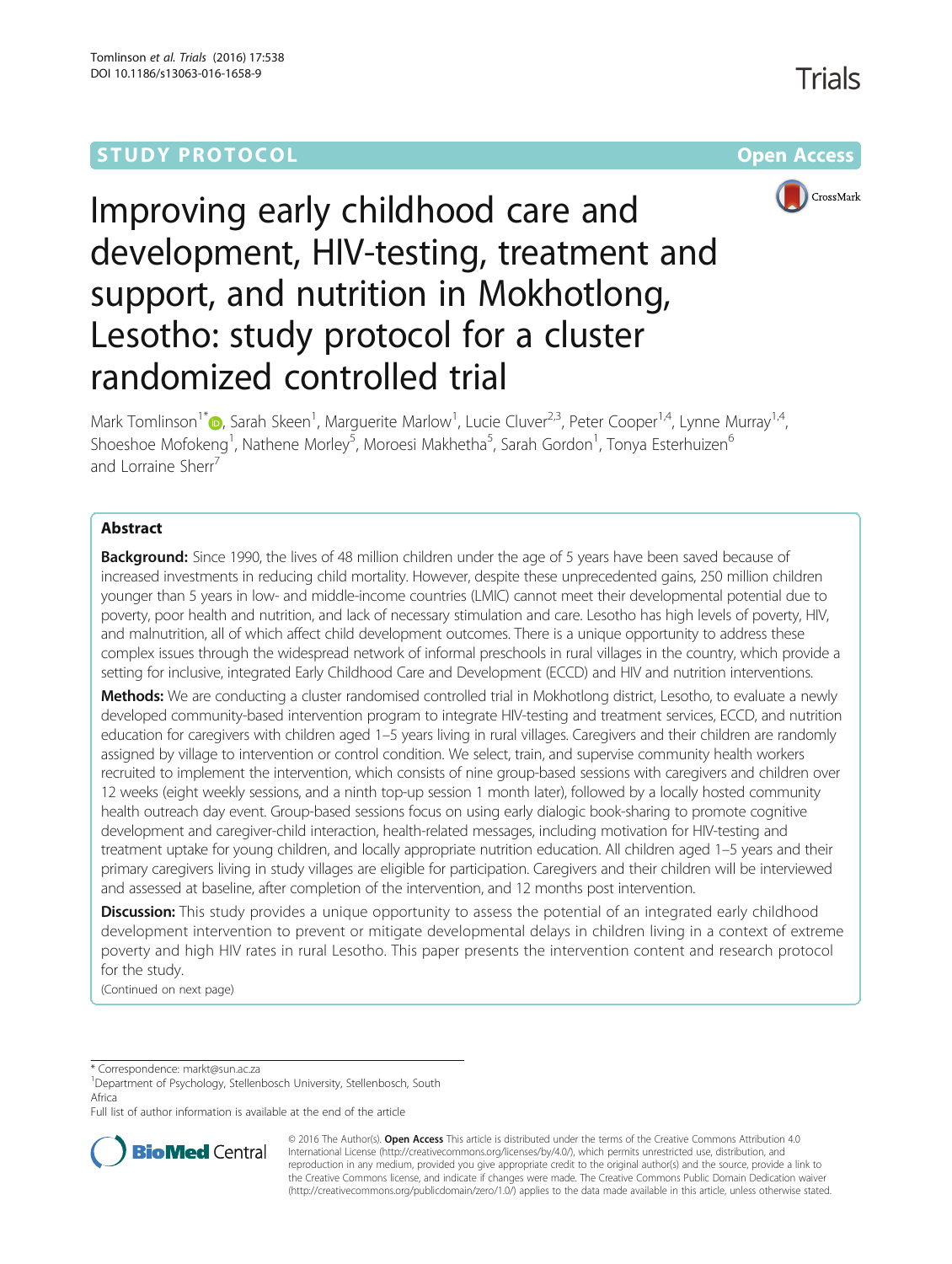STUDY PROTOCOL Open Access

# Improving early childhood care and development, HIV-testing, treatment and support, and nutrition in Mokhotlong, Lesotho: study protocol for a cluster randomized controlled trial

Mark Tomlinson[1*], Sarah Skeen[1], Marguerite Marlow[1], Lucie Cluver[2,3], Peter Cooper[1,4], Lynne Murray[1,4], Shoeshoe Mofokeng[1], Nathene Morley[5], Moroesi Makhetha[5], Sarah Gordon[1], Tonya Esterhuizen[6] and Lorraine Sherr[7]

## Abstract

**Background:** Since 1990, the lives of 48 million children under the age of 5 years have been saved because of increased investments in reducing child mortality. However, despite these unprecedented gains, 250 million children younger than 5 years in low- and middle-income countries (LMIC) cannot meet their developmental potential due to poverty, poor health and nutrition, and lack of necessary stimulation and care. Lesotho has high levels of poverty, HIV, and malnutrition, all of which affect child development outcomes. There is a unique opportunity to address these complex issues through the widespread network of informal preschools in rural villages in the country, which provide a setting for inclusive, integrated Early Childhood Care and Development (ECCD) and HIV and nutrition interventions.

**Methods:** We are conducting a cluster randomised controlled trial in Mokhotlong district, Lesotho, to evaluate a newly developed community-based intervention program to integrate HIV-testing and treatment services, ECCD, and nutrition education for caregivers with children aged 1–5 years living in rural villages. Caregivers and their children are randomly assigned by village to intervention or control condition. We select, train, and supervise community health workers recruited to implement the intervention, which consists of nine group-based sessions with caregivers and children over 12 weeks (eight weekly sessions, and a ninth top-up session 1 month later), followed by a locally hosted community health outreach day event. Group-based sessions focus on using early dialogic book-sharing to promote cognitive development and caregiver-child interaction, health-related messages, including motivation for HIV-testing and treatment uptake for young children, and locally appropriate nutrition education. All children aged 1–5 years and their primary caregivers living in study villages are eligible for participation. Caregivers and their children will be interviewed and assessed at baseline, after completion of the intervention, and 12 months post intervention.

**Discussion:** This study provides a unique opportunity to assess the potential of an integrated early childhood development intervention to prevent or mitigate developmental delays in children living in a context of extreme poverty and high HIV rates in rural Lesotho. This paper presents the intervention content and research protocol for the study.

(Continued on next page)

---

\* Correspondence: markt@sun.ac.za

[1]Department of Psychology, Stellenbosch University, Stellenbosch, South Africa

Full list of author information is available at the end of the article

© 2016 The Author(s). **Open Access** This article is distributed under the terms of the Creative Commons Attribution 4.0 International License (http://creativecommons.org/licenses/by/4.0/), which permits unrestricted use, distribution, and reproduction in any medium, provided you give appropriate credit to the original author(s) and the source, provide a link to the Creative Commons license, and indicate if changes were made. The Creative Commons Public Domain Dedication waiver (http://creativecommons.org/publicdomain/zero/1.0/) applies to the data made available in this article, unless otherwise stated.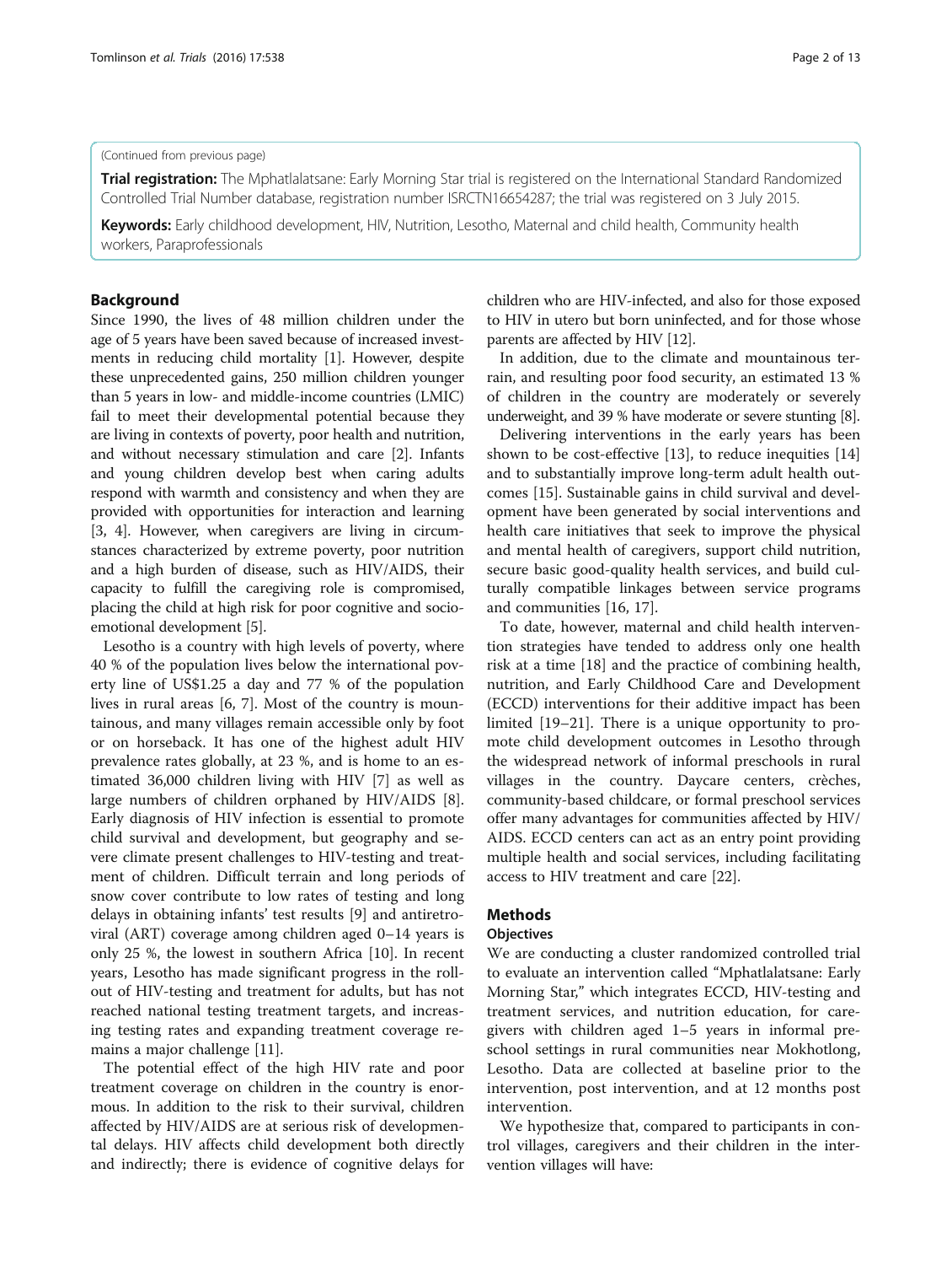(Continued from previous page)

**Trial registration:** The Mphatlalatsane: Early Morning Star trial is registered on the International Standard Randomized Controlled Trial Number database, registration number ISRCTN16654287; the trial was registered on 3 July 2015.

**Keywords:** Early childhood development, HIV, Nutrition, Lesotho, Maternal and child health, Community health workers, Paraprofessionals

## Background

Since 1990, the lives of 48 million children under the age of 5 years have been saved because of increased investments in reducing child mortality [1]. However, despite these unprecedented gains, 250 million children younger than 5 years in low- and middle-income countries (LMIC) fail to meet their developmental potential because they are living in contexts of poverty, poor health and nutrition, and without necessary stimulation and care [2]. Infants and young children develop best when caring adults respond with warmth and consistency and when they are provided with opportunities for interaction and learning [3, 4]. However, when caregivers are living in circumstances characterized by extreme poverty, poor nutrition and a high burden of disease, such as HIV/AIDS, their capacity to fulfill the caregiving role is compromised, placing the child at high risk for poor cognitive and socioemotional development [5].

Lesotho is a country with high levels of poverty, where 40 % of the population lives below the international poverty line of US$1.25 a day and 77 % of the population lives in rural areas [6, 7]. Most of the country is mountainous, and many villages remain accessible only by foot or on horseback. It has one of the highest adult HIV prevalence rates globally, at 23 %, and is home to an estimated 36,000 children living with HIV [7] as well as large numbers of children orphaned by HIV/AIDS [8]. Early diagnosis of HIV infection is essential to promote child survival and development, but geography and severe climate present challenges to HIV-testing and treatment of children. Difficult terrain and long periods of snow cover contribute to low rates of testing and long delays in obtaining infants' test results [9] and antiretroviral (ART) coverage among children aged 0–14 years is only 25 %, the lowest in southern Africa [10]. In recent years, Lesotho has made significant progress in the rollout of HIV-testing and treatment for adults, but has not reached national testing treatment targets, and increasing testing rates and expanding treatment coverage remains a major challenge [11].

The potential effect of the high HIV rate and poor treatment coverage on children in the country is enormous. In addition to the risk to their survival, children affected by HIV/AIDS are at serious risk of developmental delays. HIV affects child development both directly and indirectly; there is evidence of cognitive delays for children who are HIV-infected, and also for those exposed to HIV in utero but born uninfected, and for those whose parents are affected by HIV [12].

In addition, due to the climate and mountainous terrain, and resulting poor food security, an estimated 13 % of children in the country are moderately or severely underweight, and 39 % have moderate or severe stunting [8].

Delivering interventions in the early years has been shown to be cost-effective [13], to reduce inequities [14] and to substantially improve long-term adult health outcomes [15]. Sustainable gains in child survival and development have been generated by social interventions and health care initiatives that seek to improve the physical and mental health of caregivers, support child nutrition, secure basic good-quality health services, and build culturally compatible linkages between service programs and communities [16, 17].

To date, however, maternal and child health intervention strategies have tended to address only one health risk at a time [18] and the practice of combining health, nutrition, and Early Childhood Care and Development (ECCD) interventions for their additive impact has been limited [19–21]. There is a unique opportunity to promote child development outcomes in Lesotho through the widespread network of informal preschools in rural villages in the country. Daycare centers, crèches, community-based childcare, or formal preschool services offer many advantages for communities affected by HIV/AIDS. ECCD centers can act as an entry point providing multiple health and social services, including facilitating access to HIV treatment and care [22].

## Methods

### Objectives

We are conducting a cluster randomized controlled trial to evaluate an intervention called "Mphatlalatsane: Early Morning Star," which integrates ECCD, HIV-testing and treatment services, and nutrition education, for caregivers with children aged 1–5 years in informal preschool settings in rural communities near Mokhotlong, Lesotho. Data are collected at baseline prior to the intervention, post intervention, and at 12 months post intervention.

We hypothesize that, compared to participants in control villages, caregivers and their children in the intervention villages will have: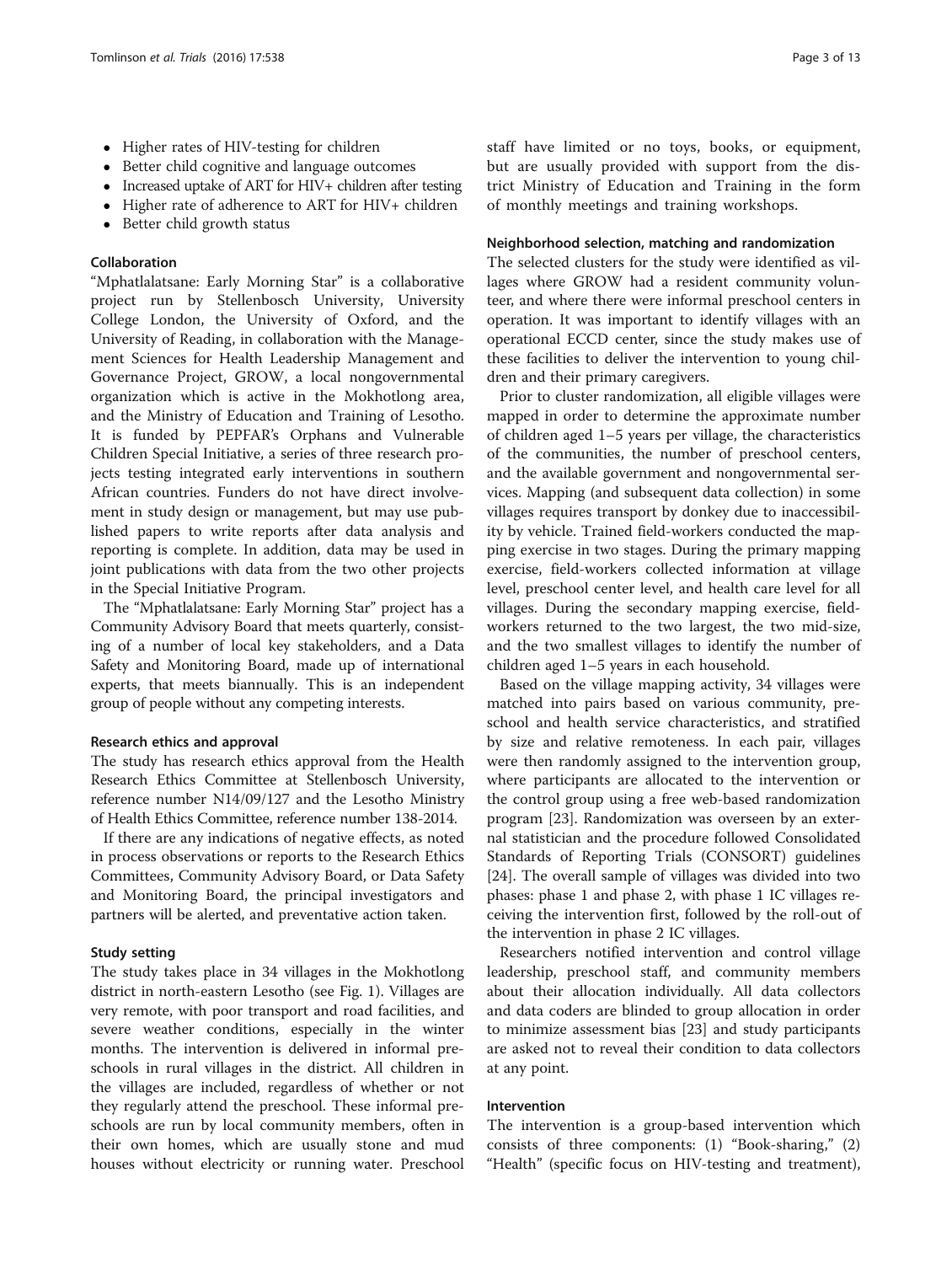- Higher rates of HIV-testing for children
- Better child cognitive and language outcomes
- Increased uptake of ART for HIV+ children after testing
- Higher rate of adherence to ART for HIV+ children
- Better child growth status

#### Collaboration

"Mphatlalatsane: Early Morning Star" is a collaborative project run by Stellenbosch University, University College London, the University of Oxford, and the University of Reading, in collaboration with the Management Sciences for Health Leadership Management and Governance Project, GROW, a local nongovernmental organization which is active in the Mokhotlong area, and the Ministry of Education and Training of Lesotho. It is funded by PEPFAR's Orphans and Vulnerable Children Special Initiative, a series of three research projects testing integrated early interventions in southern African countries. Funders do not have direct involvement in study design or management, but may use published papers to write reports after data analysis and reporting is complete. In addition, data may be used in joint publications with data from the two other projects in the Special Initiative Program.

The "Mphatlalatsane: Early Morning Star" project has a Community Advisory Board that meets quarterly, consisting of a number of local key stakeholders, and a Data Safety and Monitoring Board, made up of international experts, that meets biannually. This is an independent group of people without any competing interests.

#### Research ethics and approval

The study has research ethics approval from the Health Research Ethics Committee at Stellenbosch University, reference number N14/09/127 and the Lesotho Ministry of Health Ethics Committee, reference number 138-2014.

If there are any indications of negative effects, as noted in process observations or reports to the Research Ethics Committees, Community Advisory Board, or Data Safety and Monitoring Board, the principal investigators and partners will be alerted, and preventative action taken.

#### Study setting

The study takes place in 34 villages in the Mokhotlong district in north-eastern Lesotho (see Fig. 1). Villages are very remote, with poor transport and road facilities, and severe weather conditions, especially in the winter months. The intervention is delivered in informal preschools in rural villages in the district. All children in the villages are included, regardless of whether or not they regularly attend the preschool. These informal preschools are run by local community members, often in their own homes, which are usually stone and mud houses without electricity or running water. Preschool staff have limited or no toys, books, or equipment, but are usually provided with support from the district Ministry of Education and Training in the form of monthly meetings and training workshops.

#### Neighborhood selection, matching and randomization

The selected clusters for the study were identified as villages where GROW had a resident community volunteer, and where there were informal preschool centers in operation. It was important to identify villages with an operational ECCD center, since the study makes use of these facilities to deliver the intervention to young children and their primary caregivers.

Prior to cluster randomization, all eligible villages were mapped in order to determine the approximate number of children aged 1–5 years per village, the characteristics of the communities, the number of preschool centers, and the available government and nongovernmental services. Mapping (and subsequent data collection) in some villages requires transport by donkey due to inaccessibility by vehicle. Trained field-workers conducted the mapping exercise in two stages. During the primary mapping exercise, field-workers collected information at village level, preschool center level, and health care level for all villages. During the secondary mapping exercise, field-workers returned to the two largest, the two mid-size, and the two smallest villages to identify the number of children aged 1–5 years in each household.

Based on the village mapping activity, 34 villages were matched into pairs based on various community, preschool and health service characteristics, and stratified by size and relative remoteness. In each pair, villages were then randomly assigned to the intervention group, where participants are allocated to the intervention or the control group using a free web-based randomization program [23]. Randomization was overseen by an external statistician and the procedure followed Consolidated Standards of Reporting Trials (CONSORT) guidelines [24]. The overall sample of villages was divided into two phases: phase 1 and phase 2, with phase 1 IC villages receiving the intervention first, followed by the roll-out of the intervention in phase 2 IC villages.

Researchers notified intervention and control village leadership, preschool staff, and community members about their allocation individually. All data collectors and data coders are blinded to group allocation in order to minimize assessment bias [23] and study participants are asked not to reveal their condition to data collectors at any point.

#### Intervention

The intervention is a group-based intervention which consists of three components: (1) "Book-sharing," (2) "Health" (specific focus on HIV-testing and treatment),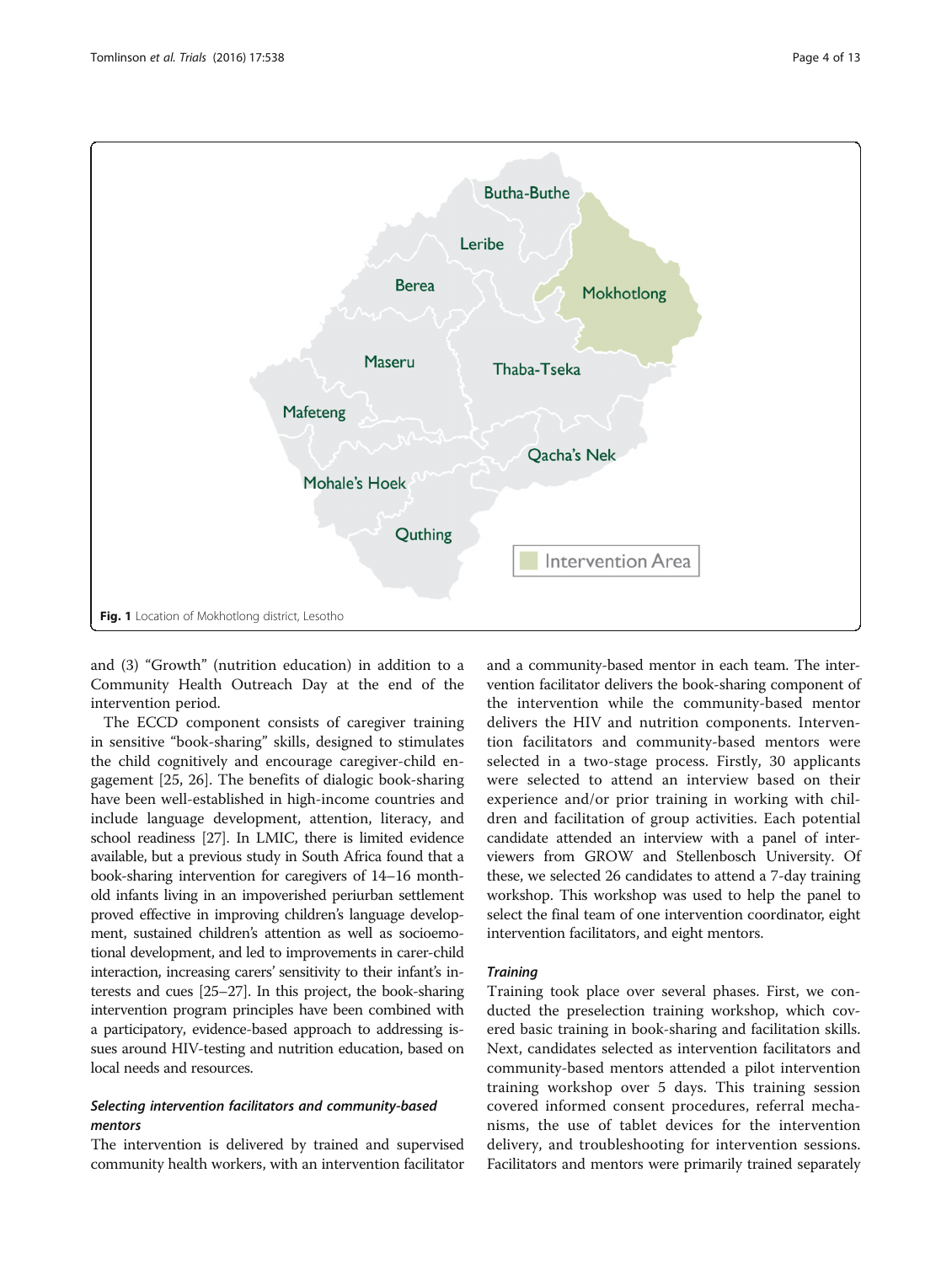Fig. 1 Location of Mokhotlong district, Lesotho

and (3) "Growth" (nutrition education) in addition to a Community Health Outreach Day at the end of the intervention period.

The ECCD component consists of caregiver training in sensitive "book-sharing" skills, designed to stimulates the child cognitively and encourage caregiver-child engagement [25, 26]. The benefits of dialogic book-sharing have been well-established in high-income countries and include language development, attention, literacy, and school readiness [27]. In LMIC, there is limited evidence available, but a previous study in South Africa found that a book-sharing intervention for caregivers of 14–16 month-old infants living in an impoverished periurban settlement proved effective in improving children's language development, sustained children's attention as well as socioemotional development, and led to improvements in carer-child interaction, increasing carers' sensitivity to their infant's interests and cues [25–27]. In this project, the book-sharing intervention program principles have been combined with a participatory, evidence-based approach to addressing issues around HIV-testing and nutrition education, based on local needs and resources.

### *Selecting intervention facilitators and community-based mentors*

The intervention is delivered by trained and supervised community health workers, with an intervention facilitator and a community-based mentor in each team. The intervention facilitator delivers the book-sharing component of the intervention while the community-based mentor delivers the HIV and nutrition components. Intervention facilitators and community-based mentors were selected in a two-stage process. Firstly, 30 applicants were selected to attend an interview based on their experience and/or prior training in working with children and facilitation of group activities. Each potential candidate attended an interview with a panel of interviewers from GROW and Stellenbosch University. Of these, we selected 26 candidates to attend a 7-day training workshop. This workshop was used to help the panel to select the final team of one intervention coordinator, eight intervention facilitators, and eight mentors.

### *Training*

Training took place over several phases. First, we conducted the preselection training workshop, which covered basic training in book-sharing and facilitation skills. Next, candidates selected as intervention facilitators and community-based mentors attended a pilot intervention training workshop over 5 days. This training session covered informed consent procedures, referral mechanisms, the use of tablet devices for the intervention delivery, and troubleshooting for intervention sessions. Facilitators and mentors were primarily trained separately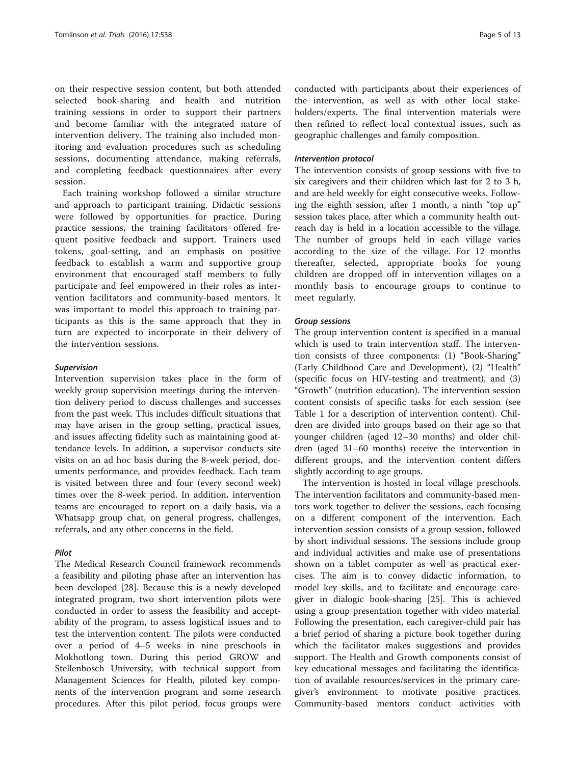on their respective session content, but both attended selected book-sharing and health and nutrition training sessions in order to support their partners and become familiar with the integrated nature of intervention delivery. The training also included monitoring and evaluation procedures such as scheduling sessions, documenting attendance, making referrals, and completing feedback questionnaires after every session.

Each training workshop followed a similar structure and approach to participant training. Didactic sessions were followed by opportunities for practice. During practice sessions, the training facilitators offered frequent positive feedback and support. Trainers used tokens, goal-setting, and an emphasis on positive feedback to establish a warm and supportive group environment that encouraged staff members to fully participate and feel empowered in their roles as intervention facilitators and community-based mentors. It was important to model this approach to training participants as this is the same approach that they in turn are expected to incorporate in their delivery of the intervention sessions.

#### *Supervision*

Intervention supervision takes place in the form of weekly group supervision meetings during the intervention delivery period to discuss challenges and successes from the past week. This includes difficult situations that may have arisen in the group setting, practical issues, and issues affecting fidelity such as maintaining good attendance levels. In addition, a supervisor conducts site visits on an ad hoc basis during the 8-week period, documents performance, and provides feedback. Each team is visited between three and four (every second week) times over the 8-week period. In addition, intervention teams are encouraged to report on a daily basis, via a Whatsapp group chat, on general progress, challenges, referrals, and any other concerns in the field.

#### *Pilot*

The Medical Research Council framework recommends a feasibility and piloting phase after an intervention has been developed [28]. Because this is a newly developed integrated program, two short intervention pilots were conducted in order to assess the feasibility and acceptability of the program, to assess logistical issues and to test the intervention content. The pilots were conducted over a period of 4–5 weeks in nine preschools in Mokhotlong town. During this period GROW and Stellenbosch University, with technical support from Management Sciences for Health, piloted key components of the intervention program and some research procedures. After this pilot period, focus groups were conducted with participants about their experiences of the intervention, as well as with other local stakeholders/experts. The final intervention materials were then refined to reflect local contextual issues, such as geographic challenges and family composition.

#### *Intervention protocol*

The intervention consists of group sessions with five to six caregivers and their children which last for 2 to 3 h, and are held weekly for eight consecutive weeks. Following the eighth session, after 1 month, a ninth "top up" session takes place, after which a community health outreach day is held in a location accessible to the village. The number of groups held in each village varies according to the size of the village. For 12 months thereafter, selected, appropriate books for young children are dropped off in intervention villages on a monthly basis to encourage groups to continue to meet regularly.

#### *Group sessions*

The group intervention content is specified in a manual which is used to train intervention staff. The intervention consists of three components: (1) "Book-Sharing" (Early Childhood Care and Development), (2) "Health" (specific focus on HIV-testing and treatment), and (3) "Growth" (nutrition education). The intervention session content consists of specific tasks for each session (see Table 1 for a description of intervention content). Children are divided into groups based on their age so that younger children (aged 12–30 months) and older children (aged 31–60 months) receive the intervention in different groups, and the intervention content differs slightly according to age groups.

The intervention is hosted in local village preschools. The intervention facilitators and community-based mentors work together to deliver the sessions, each focusing on a different component of the intervention. Each intervention session consists of a group session, followed by short individual sessions. The sessions include group and individual activities and make use of presentations shown on a tablet computer as well as practical exercises. The aim is to convey didactic information, to model key skills, and to facilitate and encourage caregiver in dialogic book-sharing [25]. This is achieved using a group presentation together with video material. Following the presentation, each caregiver-child pair has a brief period of sharing a picture book together during which the facilitator makes suggestions and provides support. The Health and Growth components consist of key educational messages and facilitating the identification of available resources/services in the primary caregiver's environment to motivate positive practices. Community-based mentors conduct activities with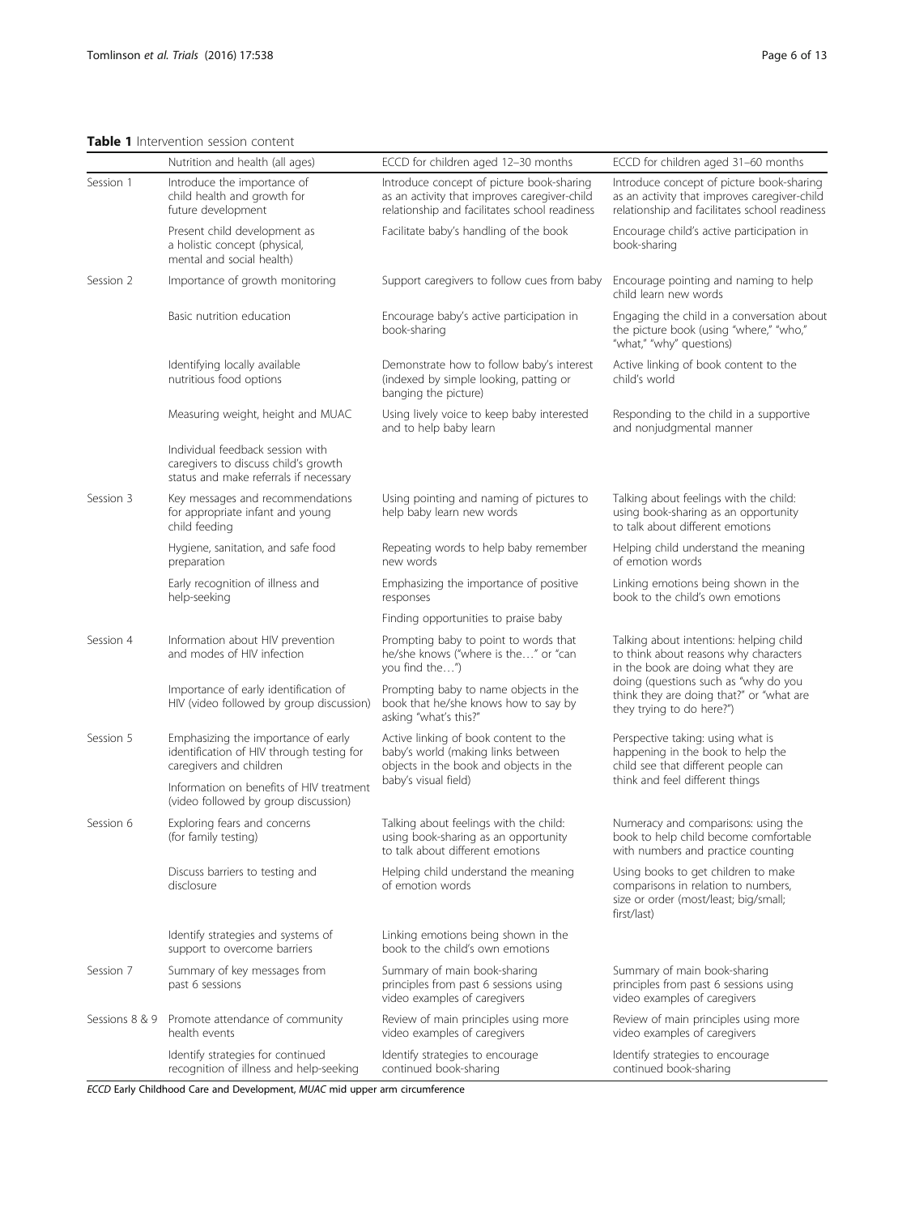**Table 1** Intervention session content

| | Nutrition and health (all ages) | ECCD for children aged 12–30 months | ECCD for children aged 31–60 months |
|---|---|---|---|
| Session 1 | Introduce the importance of child health and growth for future development | Introduce concept of picture book-sharing as an activity that improves caregiver-child relationship and facilitates school readiness | Introduce concept of picture book-sharing as an activity that improves caregiver-child relationship and facilitates school readiness |
| | Present child development as a holistic concept (physical, mental and social health) | Facilitate baby's handling of the book | Encourage child's active participation in book-sharing |
| Session 2 | Importance of growth monitoring | Support caregivers to follow cues from baby | Encourage pointing and naming to help child learn new words |
| | Basic nutrition education | Encourage baby's active participation in book-sharing | Engaging the child in a conversation about the picture book (using "where," "who," "what," "why" questions) |
| | Identifying locally available nutritious food options | Demonstrate how to follow baby's interest (indexed by simple looking, patting or banging the picture) | Active linking of book content to the child's world |
| | Measuring weight, height and MUAC | Using lively voice to keep baby interested and to help baby learn | Responding to the child in a supportive and nonjudgmental manner |
| | Individual feedback session with caregivers to discuss child's growth status and make referrals if necessary | | |
| Session 3 | Key messages and recommendations for appropriate infant and young child feeding | Using pointing and naming of pictures to help baby learn new words | Talking about feelings with the child: using book-sharing as an opportunity to talk about different emotions |
| | Hygiene, sanitation, and safe food preparation | Repeating words to help baby remember new words | Helping child understand the meaning of emotion words |
| | Early recognition of illness and help-seeking | Emphasizing the importance of positive responses | Linking emotions being shown in the book to the child's own emotions |
| | | Finding opportunities to praise baby | |
| Session 4 | Information about HIV prevention and modes of HIV infection | Prompting baby to point to words that he/she knows ("where is the…" or "can you find the…") | Talking about intentions: helping child to think about reasons why characters in the book are doing what they are doing (questions such as "why do you think they are doing that?" or "what are they trying to do here?") |
| | Importance of early identification of HIV (video followed by group discussion) | Prompting baby to name objects in the book that he/she knows how to say by asking "what's this?" | |
| Session 5 | Emphasizing the importance of early identification of HIV through testing for caregivers and children | Active linking of book content to the baby's world (making links between objects in the book and objects in the baby's visual field) | Perspective taking: using what is happening in the book to help the child see that different people can think and feel different things |
| | Information on benefits of HIV treatment (video followed by group discussion) | | |
| Session 6 | Exploring fears and concerns (for family testing) | Talking about feelings with the child: using book-sharing as an opportunity to talk about different emotions | Numeracy and comparisons: using the book to help child become comfortable with numbers and practice counting |
| | Discuss barriers to testing and disclosure | Helping child understand the meaning of emotion words | Using books to get children to make comparisons in relation to numbers, size or order (most/least; big/small; first/last) |
| | Identify strategies and systems of support to overcome barriers | Linking emotions being shown in the book to the child's own emotions | |
| Session 7 | Summary of key messages from past 6 sessions | Summary of main book-sharing principles from past 6 sessions using video examples of caregivers | Summary of main book-sharing principles from past 6 sessions using video examples of caregivers |
| Sessions 8 & 9 | Promote attendance of community health events | Review of main principles using more video examples of caregivers | Review of main principles using more video examples of caregivers |
| | Identify strategies for continued recognition of illness and help-seeking | Identify strategies to encourage continued book-sharing | Identify strategies to encourage continued book-sharing |

*ECCD* Early Childhood Care and Development, *MUAC* mid upper arm circumference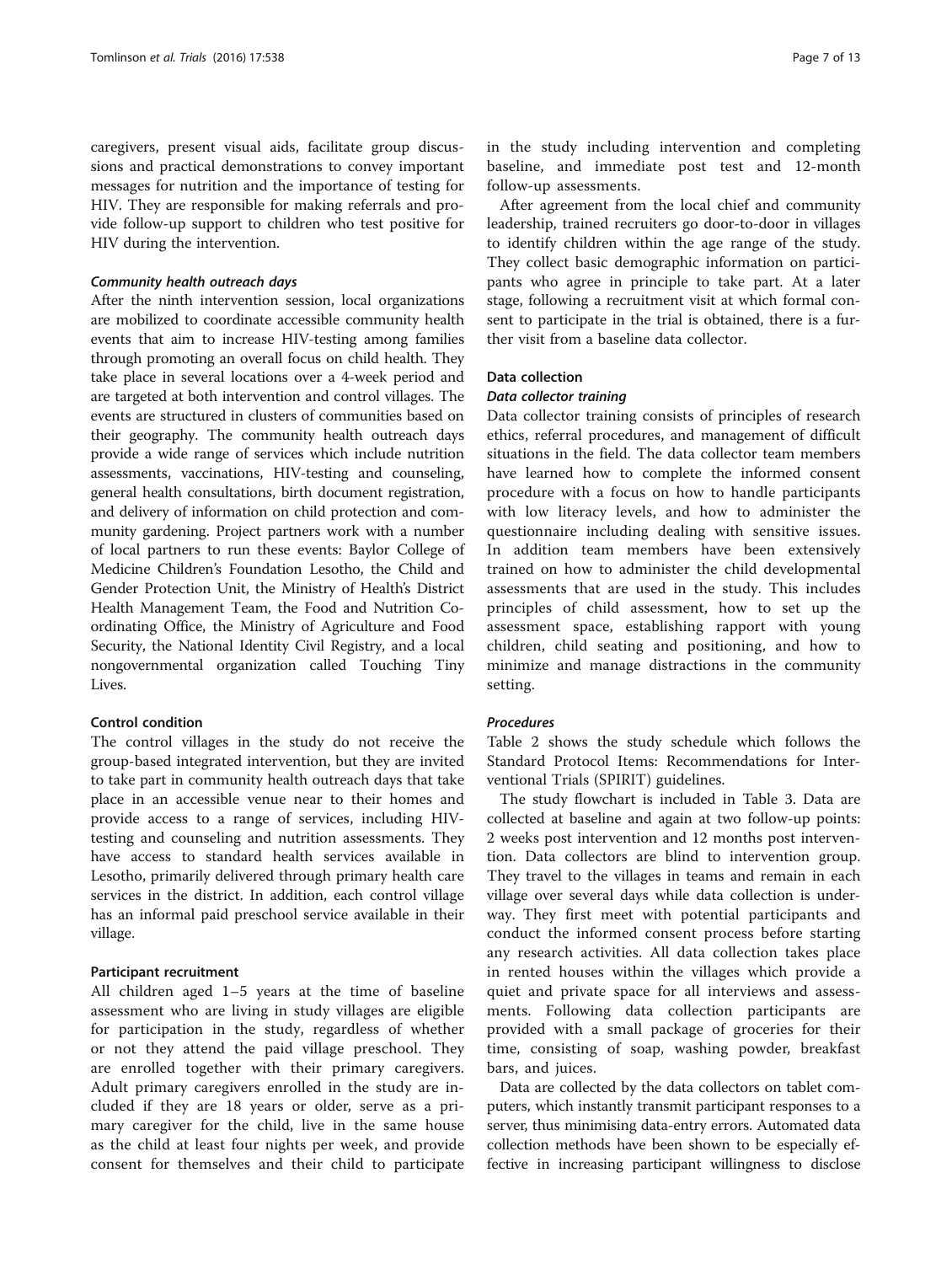caregivers, present visual aids, facilitate group discussions and practical demonstrations to convey important messages for nutrition and the importance of testing for HIV. They are responsible for making referrals and provide follow-up support to children who test positive for HIV during the intervention.

#### *Community health outreach days*

After the ninth intervention session, local organizations are mobilized to coordinate accessible community health events that aim to increase HIV-testing among families through promoting an overall focus on child health. They take place in several locations over a 4-week period and are targeted at both intervention and control villages. The events are structured in clusters of communities based on their geography. The community health outreach days provide a wide range of services which include nutrition assessments, vaccinations, HIV-testing and counseling, general health consultations, birth document registration, and delivery of information on child protection and community gardening. Project partners work with a number of local partners to run these events: Baylor College of Medicine Children's Foundation Lesotho, the Child and Gender Protection Unit, the Ministry of Health's District Health Management Team, the Food and Nutrition Coordinating Office, the Ministry of Agriculture and Food Security, the National Identity Civil Registry, and a local nongovernmental organization called Touching Tiny Lives.

### Control condition

The control villages in the study do not receive the group-based integrated intervention, but they are invited to take part in community health outreach days that take place in an accessible venue near to their homes and provide access to a range of services, including HIV-testing and counseling and nutrition assessments. They have access to standard health services available in Lesotho, primarily delivered through primary health care services in the district. In addition, each control village has an informal paid preschool service available in their village.

### Participant recruitment

All children aged 1–5 years at the time of baseline assessment who are living in study villages are eligible for participation in the study, regardless of whether or not they attend the paid village preschool. They are enrolled together with their primary caregivers. Adult primary caregivers enrolled in the study are included if they are 18 years or older, serve as a primary caregiver for the child, live in the same house as the child at least four nights per week, and provide consent for themselves and their child to participate in the study including intervention and completing baseline, and immediate post test and 12-month follow-up assessments.

After agreement from the local chief and community leadership, trained recruiters go door-to-door in villages to identify children within the age range of the study. They collect basic demographic information on participants who agree in principle to take part. At a later stage, following a recruitment visit at which formal consent to participate in the trial is obtained, there is a further visit from a baseline data collector.

## Data collection

#### *Data collector training*

Data collector training consists of principles of research ethics, referral procedures, and management of difficult situations in the field. The data collector team members have learned how to complete the informed consent procedure with a focus on how to handle participants with low literacy levels, and how to administer the questionnaire including dealing with sensitive issues. In addition team members have been extensively trained on how to administer the child developmental assessments that are used in the study. This includes principles of child assessment, how to set up the assessment space, establishing rapport with young children, child seating and positioning, and how to minimize and manage distractions in the community setting.

#### *Procedures*

Table 2 shows the study schedule which follows the Standard Protocol Items: Recommendations for Interventional Trials (SPIRIT) guidelines.

The study flowchart is included in Table 3. Data are collected at baseline and again at two follow-up points: 2 weeks post intervention and 12 months post intervention. Data collectors are blind to intervention group. They travel to the villages in teams and remain in each village over several days while data collection is underway. They first meet with potential participants and conduct the informed consent process before starting any research activities. All data collection takes place in rented houses within the villages which provide a quiet and private space for all interviews and assessments. Following data collection participants are provided with a small package of groceries for their time, consisting of soap, washing powder, breakfast bars, and juices.

Data are collected by the data collectors on tablet computers, which instantly transmit participant responses to a server, thus minimising data-entry errors. Automated data collection methods have been shown to be especially effective in increasing participant willingness to disclose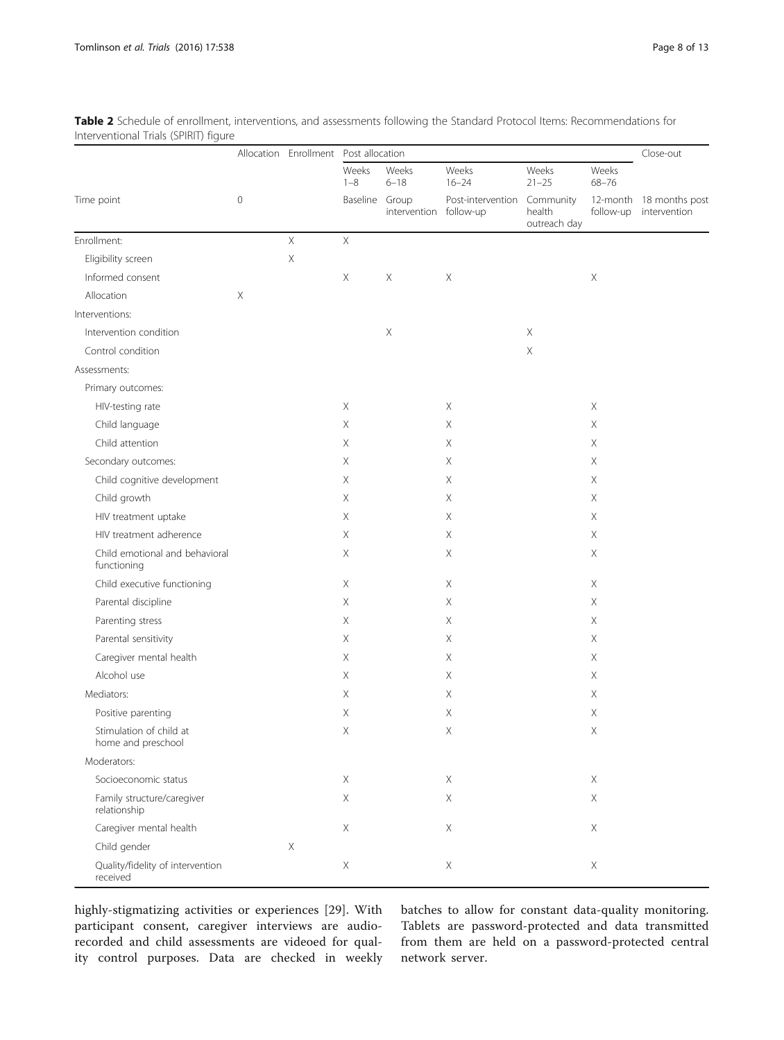**Table 2** Schedule of enrollment, interventions, and assessments following the Standard Protocol Items: Recommendations for Interventional Trials (SPIRIT) figure

| | Allocation | Enrollment | Post allocation | | | | | Close-out |
|---|---|---|---|---|---|---|---|---|
| | | | Weeks 1–8 | Weeks 6–18 | Weeks 16–24 | Weeks 21–25 | Weeks 68–76 | |
| Time point | 0 | | Baseline | Group intervention | Post-intervention follow-up | Community health outreach day | 12-month follow-up | 18 months post intervention |
| Enrollment: | | X | X | | | | | |
| Eligibility screen | | X | | | | | | |
| Informed consent | | | X | X | X | | X | |
| Allocation | X | | | | | | | |
| Interventions: | | | | | | | | |
| Intervention condition | | | | X | | X | | |
| Control condition | | | | | | X | | |
| Assessments: | | | | | | | | |
| Primary outcomes: | | | | | | | | |
| HIV-testing rate | | | X | | X | | X | |
| Child language | | | X | | X | | X | |
| Child attention | | | X | | X | | X | |
| Secondary outcomes: | | | X | | X | | X | |
| Child cognitive development | | | X | | X | | X | |
| Child growth | | | X | | X | | X | |
| HIV treatment uptake | | | X | | X | | X | |
| HIV treatment adherence | | | X | | X | | X | |
| Child emotional and behavioral functioning | | | X | | X | | X | |
| Child executive functioning | | | X | | X | | X | |
| Parental discipline | | | X | | X | | X | |
| Parenting stress | | | X | | X | | X | |
| Parental sensitivity | | | X | | X | | X | |
| Caregiver mental health | | | X | | X | | X | |
| Alcohol use | | | X | | X | | X | |
| Mediators: | | | X | | X | | X | |
| Positive parenting | | | X | | X | | X | |
| Stimulation of child at home and preschool | | | X | | X | | X | |
| Moderators: | | | | | | | | |
| Socioeconomic status | | | X | | X | | X | |
| Family structure/caregiver relationship | | | X | | X | | X | |
| Caregiver mental health | | | X | | X | | X | |
| Child gender | | X | | | | | | |
| Quality/fidelity of intervention received | | | X | | X | | X | |

highly-stigmatizing activities or experiences [29]. With participant consent, caregiver interviews are audio-recorded and child assessments are videoed for quality control purposes. Data are checked in weekly batches to allow for constant data-quality monitoring. Tablets are password-protected and data transmitted from them are held on a password-protected central network server.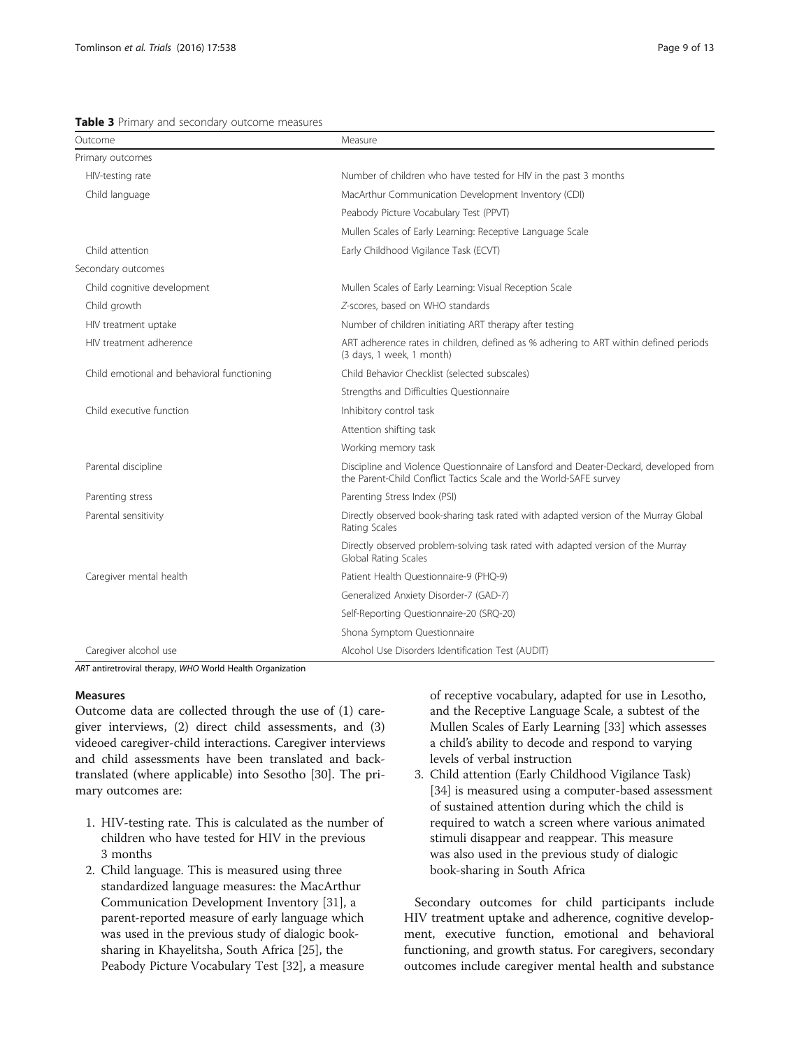**Table 3** Primary and secondary outcome measures

| Outcome | Measure |
|---|---|
| Primary outcomes | |
| HIV-testing rate | Number of children who have tested for HIV in the past 3 months |
| Child language | MacArthur Communication Development Inventory (CDI) |
| | Peabody Picture Vocabulary Test (PPVT) |
| | Mullen Scales of Early Learning: Receptive Language Scale |
| Child attention | Early Childhood Vigilance Task (ECVT) |
| Secondary outcomes | |
| Child cognitive development | Mullen Scales of Early Learning: Visual Reception Scale |
| Child growth | *Z*-scores, based on WHO standards |
| HIV treatment uptake | Number of children initiating ART therapy after testing |
| HIV treatment adherence | ART adherence rates in children, defined as % adhering to ART within defined periods (3 days, 1 week, 1 month) |
| Child emotional and behavioral functioning | Child Behavior Checklist (selected subscales) |
| | Strengths and Difficulties Questionnaire |
| Child executive function | Inhibitory control task |
| | Attention shifting task |
| | Working memory task |
| Parental discipline | Discipline and Violence Questionnaire of Lansford and Deater-Deckard, developed from the Parent-Child Conflict Tactics Scale and the World-SAFE survey |
| Parenting stress | Parenting Stress Index (PSI) |
| Parental sensitivity | Directly observed book-sharing task rated with adapted version of the Murray Global Rating Scales |
| | Directly observed problem-solving task rated with adapted version of the Murray Global Rating Scales |
| Caregiver mental health | Patient Health Questionnaire-9 (PHQ-9) |
| | Generalized Anxiety Disorder-7 (GAD-7) |
| | Self-Reporting Questionnaire-20 (SRQ-20) |
| | Shona Symptom Questionnaire |
| Caregiver alcohol use | Alcohol Use Disorders Identification Test (AUDIT) |

*ART* antiretroviral therapy, *WHO* World Health Organization

#### Measures

Outcome data are collected through the use of (1) caregiver interviews, (2) direct child assessments, and (3) videoed caregiver-child interactions. Caregiver interviews and child assessments have been translated and back-translated (where applicable) into Sesotho [30]. The primary outcomes are:

1. HIV-testing rate. This is calculated as the number of children who have tested for HIV in the previous 3 months
2. Child language. This is measured using three standardized language measures: the MacArthur Communication Development Inventory [31], a parent-reported measure of early language which was used in the previous study of dialogic book-sharing in Khayelitsha, South Africa [25], the Peabody Picture Vocabulary Test [32], a measure of receptive vocabulary, adapted for use in Lesotho, and the Receptive Language Scale, a subtest of the Mullen Scales of Early Learning [33] which assesses a child's ability to decode and respond to varying levels of verbal instruction
3. Child attention (Early Childhood Vigilance Task) [34] is measured using a computer-based assessment of sustained attention during which the child is required to watch a screen where various animated stimuli disappear and reappear. This measure was also used in the previous study of dialogic book-sharing in South Africa

Secondary outcomes for child participants include HIV treatment uptake and adherence, cognitive development, executive function, emotional and behavioral functioning, and growth status. For caregivers, secondary outcomes include caregiver mental health and substance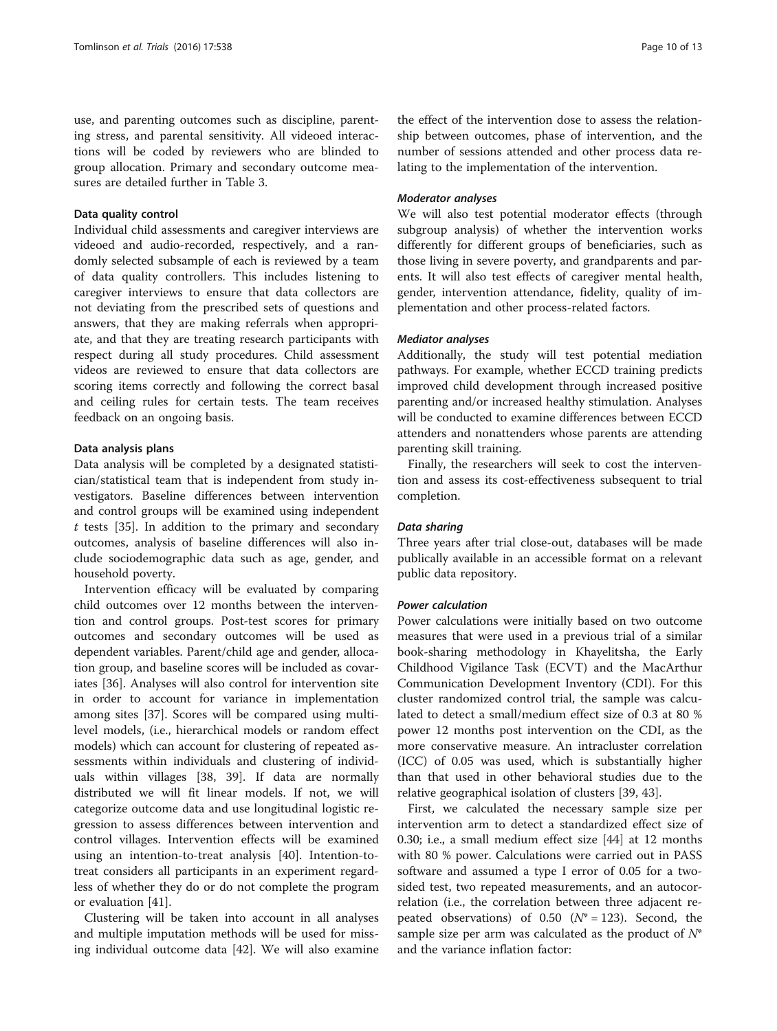use, and parenting outcomes such as discipline, parenting stress, and parental sensitivity. All videoed interactions will be coded by reviewers who are blinded to group allocation. Primary and secondary outcome measures are detailed further in Table 3.

#### Data quality control

Individual child assessments and caregiver interviews are videoed and audio-recorded, respectively, and a randomly selected subsample of each is reviewed by a team of data quality controllers. This includes listening to caregiver interviews to ensure that data collectors are not deviating from the prescribed sets of questions and answers, that they are making referrals when appropriate, and that they are treating research participants with respect during all study procedures. Child assessment videos are reviewed to ensure that data collectors are scoring items correctly and following the correct basal and ceiling rules for certain tests. The team receives feedback on an ongoing basis.

#### Data analysis plans

Data analysis will be completed by a designated statistician/statistical team that is independent from study investigators. Baseline differences between intervention and control groups will be examined using independent *t* tests [35]. In addition to the primary and secondary outcomes, analysis of baseline differences will also include sociodemographic data such as age, gender, and household poverty.

Intervention efficacy will be evaluated by comparing child outcomes over 12 months between the intervention and control groups. Post-test scores for primary outcomes and secondary outcomes will be used as dependent variables. Parent/child age and gender, allocation group, and baseline scores will be included as covariates [36]. Analyses will also control for intervention site in order to account for variance in implementation among sites [37]. Scores will be compared using multilevel models, (i.e., hierarchical models or random effect models) which can account for clustering of repeated assessments within individuals and clustering of individuals within villages [38, 39]. If data are normally distributed we will fit linear models. If not, we will categorize outcome data and use longitudinal logistic regression to assess differences between intervention and control villages. Intervention effects will be examined using an intention-to-treat analysis [40]. Intention-to-treat considers all participants in an experiment regardless of whether they do or do not complete the program or evaluation [41].

Clustering will be taken into account in all analyses and multiple imputation methods will be used for missing individual outcome data [42]. We will also examine the effect of the intervention dose to assess the relationship between outcomes, phase of intervention, and the number of sessions attended and other process data relating to the implementation of the intervention.

#### *Moderator analyses*

We will also test potential moderator effects (through subgroup analysis) of whether the intervention works differently for different groups of beneficiaries, such as those living in severe poverty, and grandparents and parents. It will also test effects of caregiver mental health, gender, intervention attendance, fidelity, quality of implementation and other process-related factors.

#### *Mediator analyses*

Additionally, the study will test potential mediation pathways. For example, whether ECCD training predicts improved child development through increased positive parenting and/or increased healthy stimulation. Analyses will be conducted to examine differences between ECCD attenders and nonattenders whose parents are attending parenting skill training.

Finally, the researchers will seek to cost the intervention and assess its cost-effectiveness subsequent to trial completion.

#### *Data sharing*

Three years after trial close-out, databases will be made publically available in an accessible format on a relevant public data repository.

#### *Power calculation*

Power calculations were initially based on two outcome measures that were used in a previous trial of a similar book-sharing methodology in Khayelitsha, the Early Childhood Vigilance Task (ECVT) and the MacArthur Communication Development Inventory (CDI). For this cluster randomized control trial, the sample was calculated to detect a small/medium effect size of 0.3 at 80 % power 12 months post intervention on the CDI, as the more conservative measure. An intracluster correlation (ICC) of 0.05 was used, which is substantially higher than that used in other behavioral studies due to the relative geographical isolation of clusters [39, 43].

First, we calculated the necessary sample size per intervention arm to detect a standardized effect size of 0.30; i.e., a small medium effect size [44] at 12 months with 80 % power. Calculations were carried out in PASS software and assumed a type I error of 0.05 for a two-sided test, two repeated measurements, and an autocorrelation (i.e., the correlation between three adjacent repeated observations) of 0.50 ($N^* = 123$). Second, the sample size per arm was calculated as the product of $N^*$ and the variance inflation factor: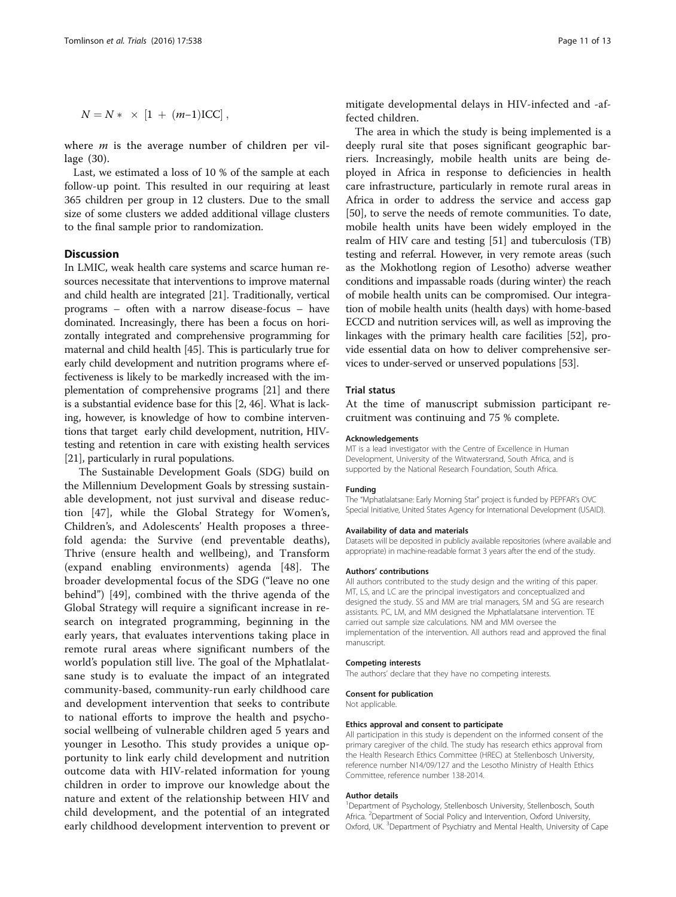$$N = N* \times [1 + (m{-}1)\mathrm{ICC}],$$

where $m$ is the average number of children per village (30).

Last, we estimated a loss of 10 % of the sample at each follow-up point. This resulted in our requiring at least 365 children per group in 12 clusters. Due to the small size of some clusters we added additional village clusters to the final sample prior to randomization.

## Discussion

In LMIC, weak health care systems and scarce human resources necessitate that interventions to improve maternal and child health are integrated [21]. Traditionally, vertical programs – often with a narrow disease-focus – have dominated. Increasingly, there has been a focus on horizontally integrated and comprehensive programming for maternal and child health [45]. This is particularly true for early child development and nutrition programs where effectiveness is likely to be markedly increased with the implementation of comprehensive programs [21] and there is a substantial evidence base for this [2, 46]. What is lacking, however, is knowledge of how to combine interventions that target early child development, nutrition, HIV-testing and retention in care with existing health services [21], particularly in rural populations.

The Sustainable Development Goals (SDG) build on the Millennium Development Goals by stressing sustainable development, not just survival and disease reduction [47], while the Global Strategy for Women's, Children's, and Adolescents' Health proposes a threefold agenda: the Survive (end preventable deaths), Thrive (ensure health and wellbeing), and Transform (expand enabling environments) agenda [48]. The broader developmental focus of the SDG ("leave no one behind") [49], combined with the thrive agenda of the Global Strategy will require a significant increase in research on integrated programming, beginning in the early years, that evaluates interventions taking place in remote rural areas where significant numbers of the world's population still live. The goal of the Mphatlalatsane study is to evaluate the impact of an integrated community-based, community-run early childhood care and development intervention that seeks to contribute to national efforts to improve the health and psychosocial wellbeing of vulnerable children aged 5 years and younger in Lesotho. This study provides a unique opportunity to link early child development and nutrition outcome data with HIV-related information for young children in order to improve our knowledge about the nature and extent of the relationship between HIV and child development, and the potential of an integrated early childhood development intervention to prevent or mitigate developmental delays in HIV-infected and -affected children.

The area in which the study is being implemented is a deeply rural site that poses significant geographic barriers. Increasingly, mobile health units are being deployed in Africa in response to deficiencies in health care infrastructure, particularly in remote rural areas in Africa in order to address the service and access gap [50], to serve the needs of remote communities. To date, mobile health units have been widely employed in the realm of HIV care and testing [51] and tuberculosis (TB) testing and referral. However, in very remote areas (such as the Mokhotlong region of Lesotho) adverse weather conditions and impassable roads (during winter) the reach of mobile health units can be compromised. Our integration of mobile health units (health days) with home-based ECCD and nutrition services will, as well as improving the linkages with the primary health care facilities [52], provide essential data on how to deliver comprehensive services to under-served or unserved populations [53].

## Trial status

At the time of manuscript submission participant recruitment was continuing and 75 % complete.

### Acknowledgements

MT is a lead investigator with the Centre of Excellence in Human Development, University of the Witwatersrand, South Africa, and is supported by the National Research Foundation, South Africa.

### Funding

The "Mphatlalatsane: Early Morning Star" project is funded by PEPFAR's OVC Special Initiative, United States Agency for International Development (USAID).

### Availability of data and materials

Datasets will be deposited in publicly available repositories (where available and appropriate) in machine-readable format 3 years after the end of the study.

### Authors' contributions

All authors contributed to the study design and the writing of this paper. MT, LS, and LC are the principal investigators and conceptualized and designed the study. SS and MM are trial managers, SM and SG are research assistants. PC, LM, and MM designed the Mphatlalatsane intervention. TE carried out sample size calculations. NM and MM oversee the implementation of the intervention. All authors read and approved the final manuscript.

### Competing interests

The authors' declare that they have no competing interests.

### Consent for publication

Not applicable.

### Ethics approval and consent to participate

All participation in this study is dependent on the informed consent of the primary caregiver of the child. The study has research ethics approval from the Health Research Ethics Committee (HREC) at Stellenbosch University, reference number N14/09/127 and the Lesotho Ministry of Health Ethics Committee, reference number 138-2014.

### Author details

[1]Department of Psychology, Stellenbosch University, Stellenbosch, South Africa. [2]Department of Social Policy and Intervention, Oxford University, Oxford, UK. [3]Department of Psychiatry and Mental Health, University of Cape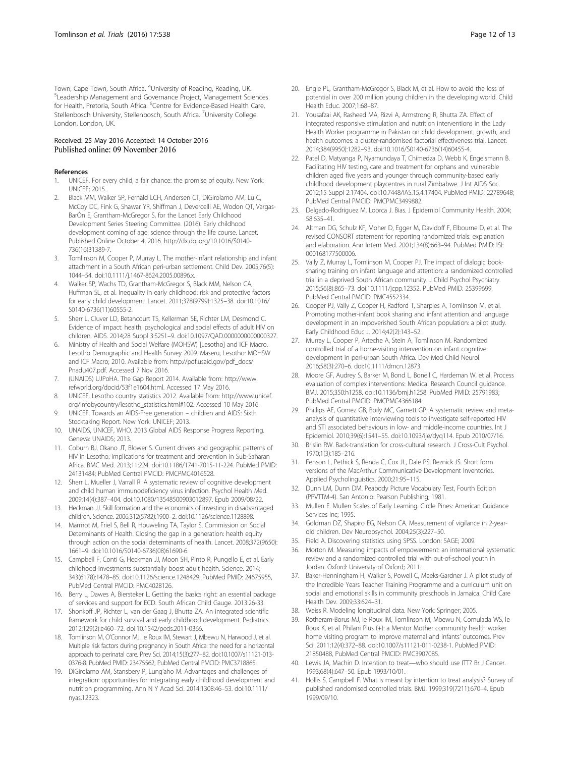Town, Cape Town, South Africa. [4]University of Reading, Reading, UK. [5]Leadership Management and Governance Project, Management Sciences for Health, Pretoria, South Africa. [6]Centre for Evidence-Based Health Care, Stellenbosch University, Stellenbosch, South Africa. [7]University College London, London, UK.

Received: 25 May 2016 Accepted: 14 October 2016
Published online: 09 November 2016

## References

1. UNICEF. For every child, a fair chance: the promise of equity. New York: UNICEF; 2015.
2. Black MM, Walker SP, Fernald LCH, Andersen CT, DiGirolamo AM, Lu C, McCoy DC, Fink G, Shawar YR, Shiffman J, Devercelli AE, Wodon QT, Vargas-BarÓn E, Grantham-McGregor S, for the Lancet Early Childhood Development Series Steering Committee. (2016). Early childhood development coming of age: science through the life course. Lancet. Published Online October 4, 2016. http://dx.doi.org/10.1016/S0140-736(16)31389-7.
3. Tomlinson M, Cooper P, Murray L. The mother-infant relationship and infant attachment in a South African peri-urban settlement. Child Dev. 2005;76(5): 1044–54. doi:10.1111/j.1467-8624.2005.00896.x.
4. Walker SP, Wachs TD, Grantham-McGregor S, Black MM, Nelson CA, Huffman SL, et al. Inequality in early childhood: risk and protective factors for early child development. Lancet. 2011;378(9799):1325–38. doi:10.1016/S0140-6736(11)60555-2.
5. Sherr L, Cluver LD, Betancourt TS, Kellerman SE, Richter LM, Desmond C. Evidence of impact: health, psychological and social effects of adult HIV on children. AIDS. 2014;28 Suppl 3:S251–9. doi:10.1097/QAD.0000000000000327.
6. Ministry of Health and Social Welfare (MOHSW) [Lesotho] and ICF Macro. Lesotho Demographic and Health Survey 2009. Maseru, Lesotho: MOHSW and ICF Macro; 2010. Available from: http://pdf.usaid.gov/pdf_docs/Pnadu407.pdf. Accessed 7 Nov 2016.
7. (UNAIDS) UJPoHA. The Gap Report 2014. Available from: http://www.refworld.org/docid/53f1e1604.html. Accessed 17 May 2016.
8. UNICEF. Lesotho country statistics 2012. Available from: http://www.unicef.org/infobycountry/lesotho_statistics.html#102. Accessed 10 May 2016.
9. UNICEF. Towards an AIDS-Free generation – children and AIDS: Sixth Stocktaking Report. New York: UNICEF; 2013.
10. UNAIDS, UNICEF, WHO. 2013 Global AIDS Response Progress Reporting. Geneva: UNAIDS; 2013.
11. Coburn BJ, Okano JT, Blower S. Current drivers and geographic patterns of HIV in Lesotho: implications for treatment and prevention in Sub-Saharan Africa. BMC Med. 2013;11:224. doi:10.1186/1741-7015-11-224. PubMed PMID: 24131484; PubMed Central PMCID: PMCPMC4016528.
12. Sherr L, Mueller J, Varrall R. A systematic review of cognitive development and child human immunodeficiency virus infection. Psychol Health Med. 2009;14(4):387–404. doi:10.1080/13548500903012897. Epub 2009/08/22.
13. Heckman JJ. Skill formation and the economics of investing in disadvantaged children. Science. 2006;312(5782):1900–2. doi:10.1126/science.1128898.
14. Marmot M, Friel S, Bell R, Houweling TA, Taylor S. Commission on Social Determinants of Health. Closing the gap in a generation: health equity through action on the social determinants of health. Lancet. 2008;372(9650): 1661–9. doi:10.1016/S0140-6736(08)61690-6.
15. Campbell F, Conti G, Heckman JJ, Moon SH, Pinto R, Pungello E, et al. Early childhood investments substantially boost adult health. Science. 2014; 343(6178):1478–85. doi:10.1126/science.1248429. PubMed PMID: 24675955, PubMed Central PMCID: PMC4028126.
16. Berry L, Dawes A, Biersteker L. Getting the basics right: an essential package of services and support for ECD. South African Child Gauge. 2013:26-33.
17. Shonkoff JP, Richter L, van der Gaag J, Bhutta ZA. An integrated scientific framework for child survival and early childhood development. Pediatrics. 2012;129(2):e460–72. doi:10.1542/peds.2011-0366.
18. Tomlinson M, O'Connor MJ, le Roux IM, Stewart J, Mbewu N, Harwood J, et al. Multiple risk factors during pregnancy in South Africa: the need for a horizontal approach to perinatal care. Prev Sci. 2014;15(3):277–82. doi:10.1007/s11121-013-0376-8. PubMed PMID: 23475562, PubMed Central PMCID: PMC3718865.
19. DiGirolamo AM, Stansbery P, Lung'aho M. Advantages and challenges of integration: opportunities for integrating early childhood development and nutrition programming. Ann N Y Acad Sci. 2014;1308:46–53. doi:10.1111/nyas.12323.
20. Engle PL, Grantham-McGregor S, Black M, et al. How to avoid the loss of potential in over 200 million young children in the developing world. Child Health Educ. 2007;1:68–87.
21. Yousafzai AK, Rasheed MA, Rizvi A, Armstrong R, Bhutta ZA. Effect of integrated responsive stimulation and nutrition interventions in the Lady Health Worker programme in Pakistan on child development, growth, and health outcomes: a cluster-randomised factorial effectiveness trial. Lancet. 2014;384(9950):1282–93. doi:10.1016/S0140-6736(14)60455-4.
22. Patel D, Matyanga P, Nyamundaya T, Chimedza D, Webb K, Engelsmann B. Facilitating HIV testing, care and treatment for orphans and vulnerable children aged five years and younger through community-based early childhood development playcentres in rural Zimbabwe. J Int AIDS Soc. 2012;15 Suppl 2:17404. doi:10.7448/IAS.15.4.17404. PubMed PMID: 22789648; PubMed Central PMCID: PMCPMC3499882.
23. Delgado-Rodriguez M, Loorca J. Bias. J Epidemiol Community Health. 2004; 58:635–41.
24. Altman DG, Schulz KF, Moher D, Egger M, Davidoff F, Elbourne D, et al. The revised CONSORT statement for reporting randomized trials: explanation and elaboration. Ann Intern Med. 2001;134(8):663–94. PubMed PMID: ISI: 000168177500006.
25. Vally Z, Murray L, Tomlinson M, Cooper PJ. The impact of dialogic book-sharing training on infant language and attention: a randomized controlled trial in a deprived South African community. J Child Psychol Psychiatry. 2015;56(8):865–73. doi:10.1111/jcpp.12352. PubMed PMID: 25399699, PubMed Central PMCID: PMC4552334.
26. Cooper PJ, Vally Z, Cooper H, Radford T, Sharples A, Tomlinson M, et al. Promoting mother-infant book sharing and infant attention and language development in an impoverished South African population: a pilot study. Early Childhood Educ J. 2014;42(2):143–52.
27. Murray L, Cooper P, Arteche A, Stein A, Tomlinson M. Randomized controlled trial of a home-visiting intervention on infant cognitive development in peri-urban South Africa. Dev Med Child Neurol. 2016;58(3):270–6. doi:10.1111/dmcn.12873.
28. Moore GF, Audrey S, Barker M, Bond L, Bonell C, Hardeman W, et al. Process evaluation of complex interventions: Medical Research Council guidance. BMJ. 2015;350:h1258. doi:10.1136/bmj.h1258. PubMed PMID: 25791983; PubMed Central PMCID: PMCPMC4366184.
29. Phillips AE, Gomez GB, Boily MC, Garnett GP. A systematic review and meta-analysis of quantitative interviewing tools to investigate self-reported HIV and STI associated behaviours in low- and middle-income countries. Int J Epidemiol. 2010;39(6):1541–55. doi:10.1093/ije/dyq114. Epub 2010/07/16.
30. Brislin RW. Back-translation for cross-cultural research. J Cross-Cult Psychol. 1970;1(3):185–216.
31. Fenson L, Pethick S, Renda C, Cox JL, Dale PS, Reznick JS. Short form versions of the MacArthur Communicative Development Inventories. Applied Psycholinguistics. 2000;21:95–115.
32. Dunn LM, Dunn DM. Peabody Picture Vocabulary Test, Fourth Edition (PPVTTM-4). San Antonio: Pearson Publishing; 1981.
33. Mullen E. Mullen Scales of Early Learning. Circle Pines: American Guidance Services Inc; 1995.
34. Goldman DZ, Shapiro EG, Nelson CA. Measurement of vigilance in 2-year-old children. Dev Neuropsychol. 2004;25(3):227–50.
35. Field A. Discovering statistics using SPSS. London: SAGE; 2009.
36. Morton M. Measuring impacts of empowerment: an international systematic review and a randomized controlled trial with out-of-school youth in Jordan. Oxford: University of Oxford; 2011.
37. Baker-Henningham H, Walker S, Powell C, Meeks-Gardner J. A pilot study of the Incredible Years Teacher Training Programme and a curriculum unit on social and emotional skills in community preschools in Jamaica. Child Care Health Dev. 2009;33:624–31.
38. Weiss R. Modeling longitudinal data. New York: Springer; 2005.
39. Rotheram-Borus MJ, le Roux IM, Tomlinson M, Mbewu N, Comulada WS, le Roux K, et al. Philani Plus (+): a Mentor Mother community health worker home visiting program to improve maternal and infants' outcomes. Prev Sci. 2011;12(4):372–88. doi:10.1007/s11121-011-0238-1. PubMed PMID: 21850488, PubMed Central PMCID: PMC3907085.
40. Lewis JA, Machin D. Intention to treat—who should use ITT? Br J Cancer. 1993;68(4):647–50. Epub 1993/10/01.
41. Hollis S, Campbell F. What is meant by intention to treat analysis? Survey of published randomised controlled trials. BMJ. 1999;319(7211):670–4. Epub 1999/09/10.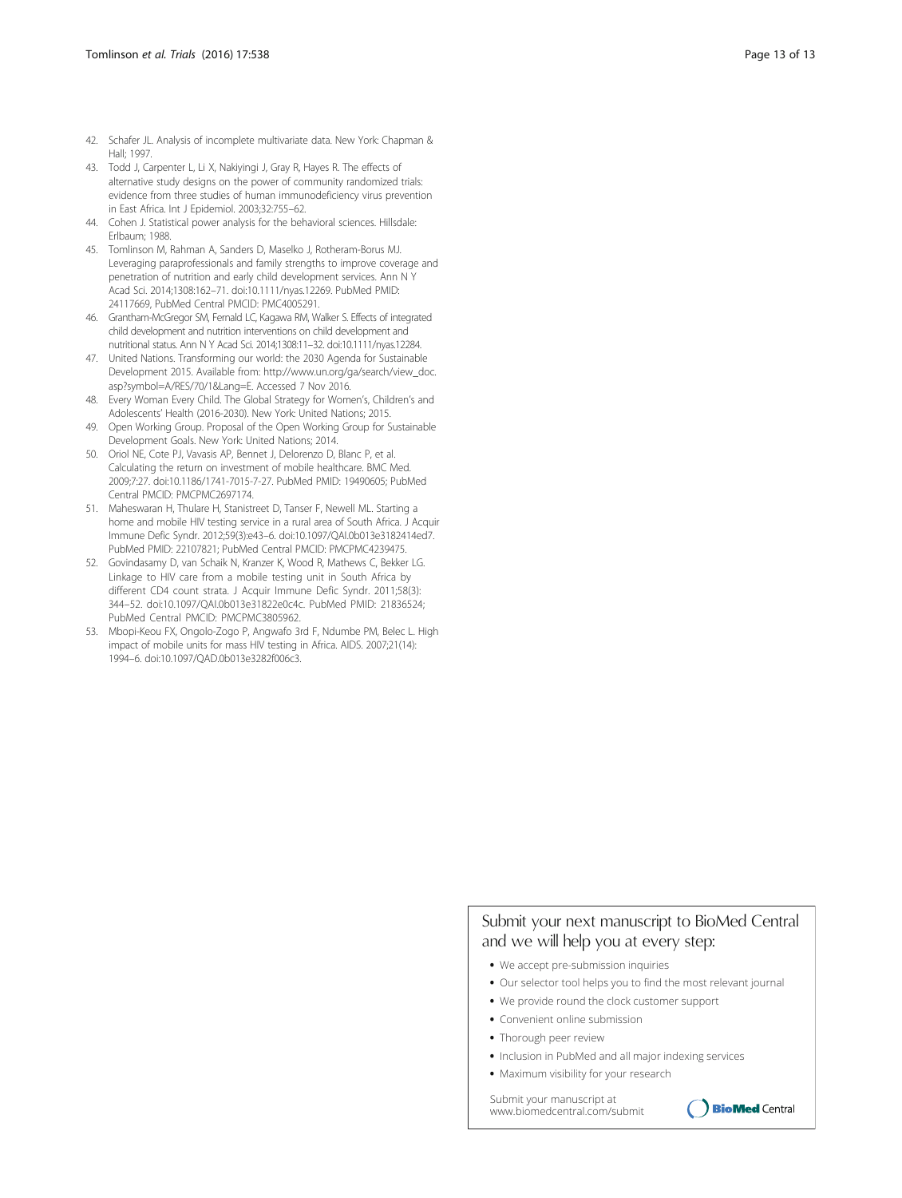42. Schafer JL. Analysis of incomplete multivariate data. New York: Chapman & Hall; 1997.
43. Todd J, Carpenter L, Li X, Nakiyingi J, Gray R, Hayes R. The effects of alternative study designs on the power of community randomized trials: evidence from three studies of human immunodeficiency virus prevention in East Africa. Int J Epidemiol. 2003;32:755–62.
44. Cohen J. Statistical power analysis for the behavioral sciences. Hillsdale: Erlbaum; 1988.
45. Tomlinson M, Rahman A, Sanders D, Maselko J, Rotheram-Borus MJ. Leveraging paraprofessionals and family strengths to improve coverage and penetration of nutrition and early child development services. Ann N Y Acad Sci. 2014;1308:162–71. doi:10.1111/nyas.12269. PubMed PMID: 24117669, PubMed Central PMCID: PMC4005291.
46. Grantham-McGregor SM, Fernald LC, Kagawa RM, Walker S. Effects of integrated child development and nutrition interventions on child development and nutritional status. Ann N Y Acad Sci. 2014;1308:11–32. doi:10.1111/nyas.12284.
47. United Nations. Transforming our world: the 2030 Agenda for Sustainable Development 2015. Available from: http://www.un.org/ga/search/view_doc.asp?symbol=A/RES/70/1&Lang=E. Accessed 7 Nov 2016.
48. Every Woman Every Child. The Global Strategy for Women's, Children's and Adolescents' Health (2016-2030). New York: United Nations; 2015.
49. Open Working Group. Proposal of the Open Working Group for Sustainable Development Goals. New York: United Nations; 2014.
50. Oriol NE, Cote PJ, Vavasis AP, Bennet J, Delorenzo D, Blanc P, et al. Calculating the return on investment of mobile healthcare. BMC Med. 2009;7:27. doi:10.1186/1741-7015-7-27. PubMed PMID: 19490605; PubMed Central PMCID: PMCPMC2697174.
51. Maheswaran H, Thulare H, Stanistreet D, Tanser F, Newell ML. Starting a home and mobile HIV testing service in a rural area of South Africa. J Acquir Immune Defic Syndr. 2012;59(3):e43–6. doi:10.1097/QAI.0b013e3182414ed7. PubMed PMID: 22107821; PubMed Central PMCID: PMCPMC4239475.
52. Govindasamy D, van Schaik N, Kranzer K, Wood R, Mathews C, Bekker LG. Linkage to HIV care from a mobile testing unit in South Africa by different CD4 count strata. J Acquir Immune Defic Syndr. 2011;58(3):344–52. doi:10.1097/QAI.0b013e31822e0c4c. PubMed PMID: 21836524; PubMed Central PMCID: PMCPMC3805962.
53. Mbopi-Keou FX, Ongolo-Zogo P, Angwafo 3rd F, Ndumbe PM, Belec L. High impact of mobile units for mass HIV testing in Africa. AIDS. 2007;21(14):1994–6. doi:10.1097/QAD.0b013e3282f006c3.

Submit your next manuscript to BioMed Central and we will help you at every step:

- We accept pre-submission inquiries
- Our selector tool helps you to find the most relevant journal
- We provide round the clock customer support
- Convenient online submission
- Thorough peer review
- Inclusion in PubMed and all major indexing services
- Maximum visibility for your research

Submit your manuscript at www.biomedcentral.com/submit

BioMed Central